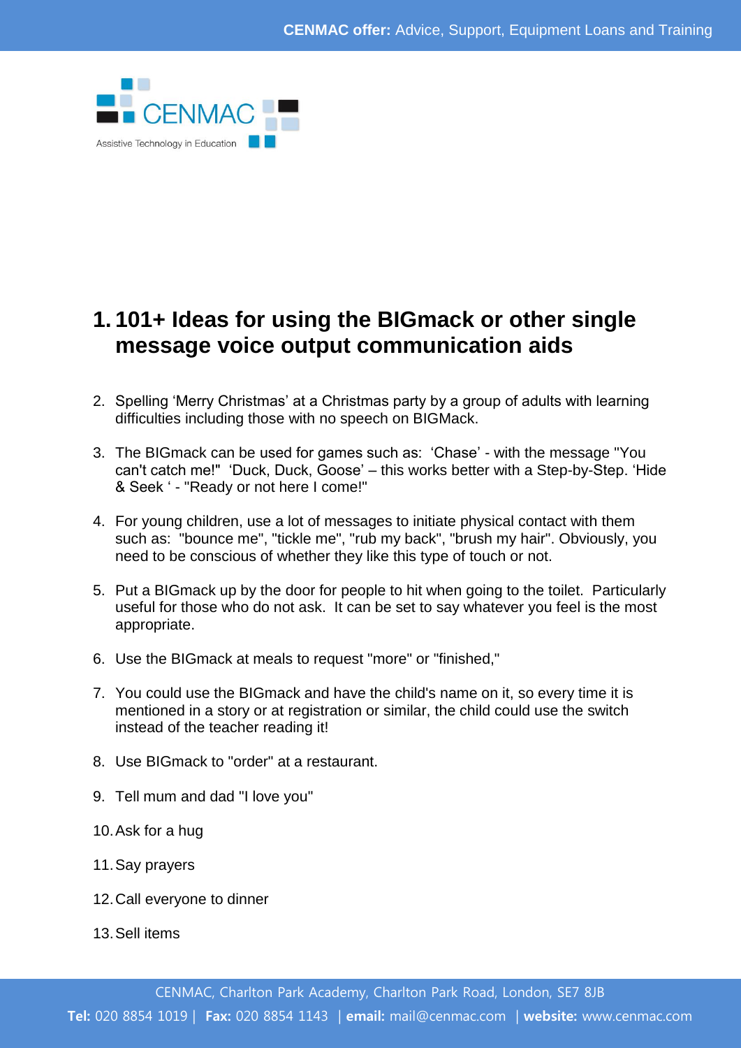CENMAC

Assistive Technology in Education

# 1. 101+ Ideas for using the BIGmack or other single message voice output communication aids

2. Spelling 'Merry Christmas' at a Christmas party by a group of adults with learning difficulties including those with no speech on BIGMack.

3. The BIGmack can be used for games such as: 'Chase' - with the message "You can't catch me!" 'Duck, Duck, Goose' – this works better with a Step-by-Step. 'Hide & Seek ' - "Ready or not here I come!"

4. For young children, use a lot of messages to initiate physical contact with them such as: "bounce me", "tickle me", "rub my back", "brush my hair". Obviously, you need to be conscious of whether they like this type of touch or not.

5. Put a BIGmack up by the door for people to hit when going to the toilet. Particularly useful for those who do not ask. It can be set to say whatever you feel is the most appropriate.

6. Use the BIGmack at meals to request "more" or "finished,"

7. You could use the BIGmack and have the child's name on it, so every time it is mentioned in a story or at registration or similar, the child could use the switch instead of the teacher reading it!

8. Use BIGmack to "order" at a restaurant.

9. Tell mum and dad "I love you"

10. Ask for a hug

11. Say prayers

12. Call everyone to dinner

13. Sell items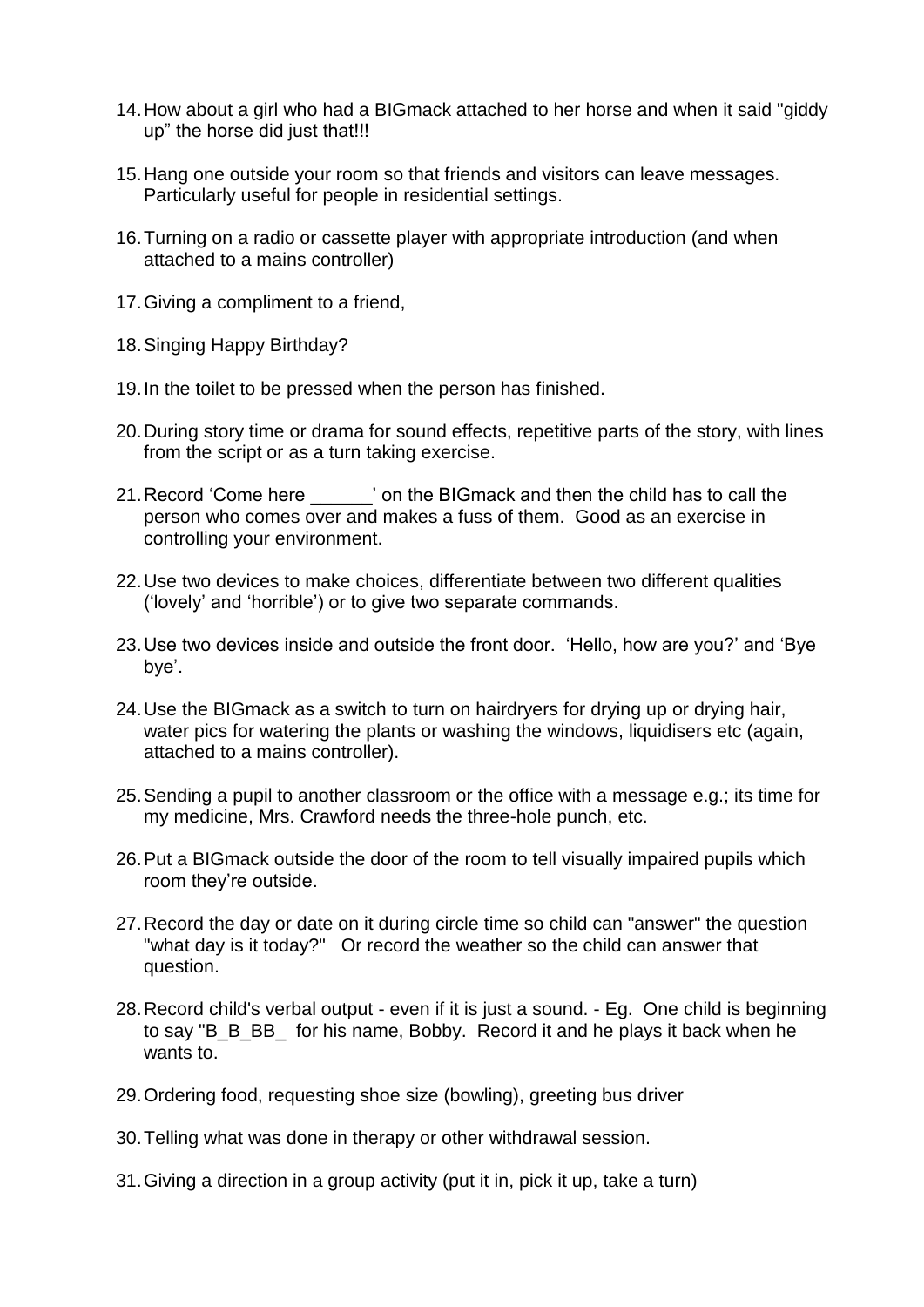14. How about a girl who had a BIGmack attached to her horse and when it said "giddy up" the horse did just that!!!

15. Hang one outside your room so that friends and visitors can leave messages. Particularly useful for people in residential settings.

16. Turning on a radio or cassette player with appropriate introduction (and when attached to a mains controller)

17. Giving a compliment to a friend,

18. Singing Happy Birthday?

19. In the toilet to be pressed when the person has finished.

20. During story time or drama for sound effects, repetitive parts of the story, with lines from the script or as a turn taking exercise.

21. Record 'Come here ______' on the BIGmack and then the child has to call the person who comes over and makes a fuss of them. Good as an exercise in controlling your environment.

22. Use two devices to make choices, differentiate between two different qualities ('lovely' and 'horrible') or to give two separate commands.

23. Use two devices inside and outside the front door. 'Hello, how are you?' and 'Bye bye'.

24. Use the BIGmack as a switch to turn on hairdryers for drying up or drying hair, water pics for watering the plants or washing the windows, liquidisers etc (again, attached to a mains controller).

25. Sending a pupil to another classroom or the office with a message e.g.; its time for my medicine, Mrs. Crawford needs the three-hole punch, etc.

26. Put a BIGmack outside the door of the room to tell visually impaired pupils which room they're outside.

27. Record the day or date on it during circle time so child can "answer" the question "what day is it today?" Or record the weather so the child can answer that question.

28. Record child's verbal output - even if it is just a sound. - Eg. One child is beginning to say "B_B_BB_ for his name, Bobby. Record it and he plays it back when he wants to.

29. Ordering food, requesting shoe size (bowling), greeting bus driver

30. Telling what was done in therapy or other withdrawal session.

31. Giving a direction in a group activity (put it in, pick it up, take a turn)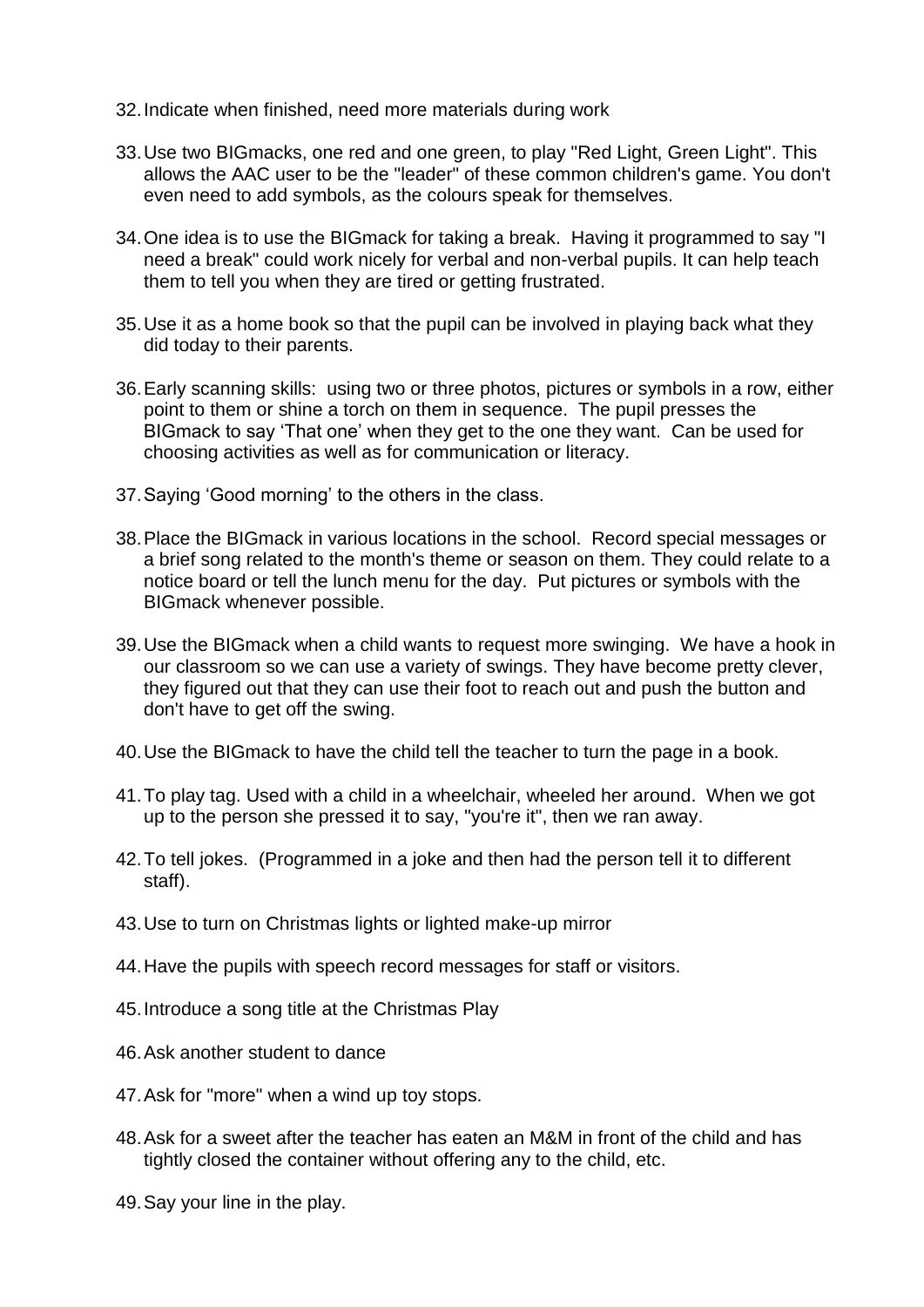32. Indicate when finished, need more materials during work

33. Use two BIGmacks, one red and one green, to play "Red Light, Green Light". This allows the AAC user to be the "leader" of these common children's game. You don't even need to add symbols, as the colours speak for themselves.

34. One idea is to use the BIGmack for taking a break. Having it programmed to say "I need a break" could work nicely for verbal and non-verbal pupils. It can help teach them to tell you when they are tired or getting frustrated.

35. Use it as a home book so that the pupil can be involved in playing back what they did today to their parents.

36. Early scanning skills: using two or three photos, pictures or symbols in a row, either point to them or shine a torch on them in sequence. The pupil presses the BIGmack to say 'That one' when they get to the one they want. Can be used for choosing activities as well as for communication or literacy.

37. Saying 'Good morning' to the others in the class.

38. Place the BIGmack in various locations in the school. Record special messages or a brief song related to the month's theme or season on them. They could relate to a notice board or tell the lunch menu for the day. Put pictures or symbols with the BIGmack whenever possible.

39. Use the BIGmack when a child wants to request more swinging. We have a hook in our classroom so we can use a variety of swings. They have become pretty clever, they figured out that they can use their foot to reach out and push the button and don't have to get off the swing.

40. Use the BIGmack to have the child tell the teacher to turn the page in a book.

41. To play tag. Used with a child in a wheelchair, wheeled her around. When we got up to the person she pressed it to say, "you're it", then we ran away.

42. To tell jokes. (Programmed in a joke and then had the person tell it to different staff).

43. Use to turn on Christmas lights or lighted make-up mirror

44. Have the pupils with speech record messages for staff or visitors.

45. Introduce a song title at the Christmas Play

46. Ask another student to dance

47. Ask for "more" when a wind up toy stops.

48. Ask for a sweet after the teacher has eaten an M&M in front of the child and has tightly closed the container without offering any to the child, etc.

49. Say your line in the play.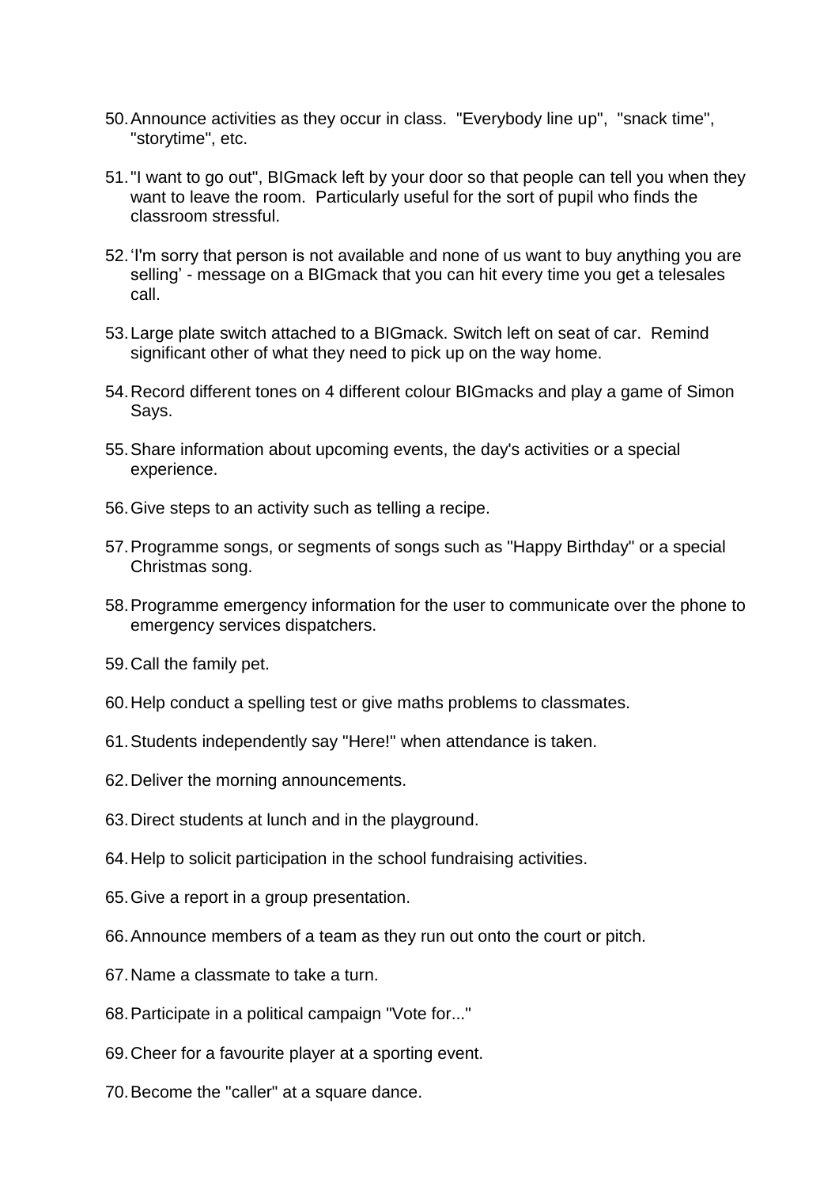50. Announce activities as they occur in class. "Everybody line up", "snack time", "storytime", etc.

51. "I want to go out", BIGmack left by your door so that people can tell you when they want to leave the room. Particularly useful for the sort of pupil who finds the classroom stressful.

52. 'I'm sorry that person is not available and none of us want to buy anything you are selling' - message on a BIGmack that you can hit every time you get a telesales call.

53. Large plate switch attached to a BIGmack. Switch left on seat of car. Remind significant other of what they need to pick up on the way home.

54. Record different tones on 4 different colour BIGmacks and play a game of Simon Says.

55. Share information about upcoming events, the day's activities or a special experience.

56. Give steps to an activity such as telling a recipe.

57. Programme songs, or segments of songs such as "Happy Birthday" or a special Christmas song.

58. Programme emergency information for the user to communicate over the phone to emergency services dispatchers.

59. Call the family pet.

60. Help conduct a spelling test or give maths problems to classmates.

61. Students independently say "Here!" when attendance is taken.

62. Deliver the morning announcements.

63. Direct students at lunch and in the playground.

64. Help to solicit participation in the school fundraising activities.

65. Give a report in a group presentation.

66. Announce members of a team as they run out onto the court or pitch.

67. Name a classmate to take a turn.

68. Participate in a political campaign "Vote for..."

69. Cheer for a favourite player at a sporting event.

70. Become the "caller" at a square dance.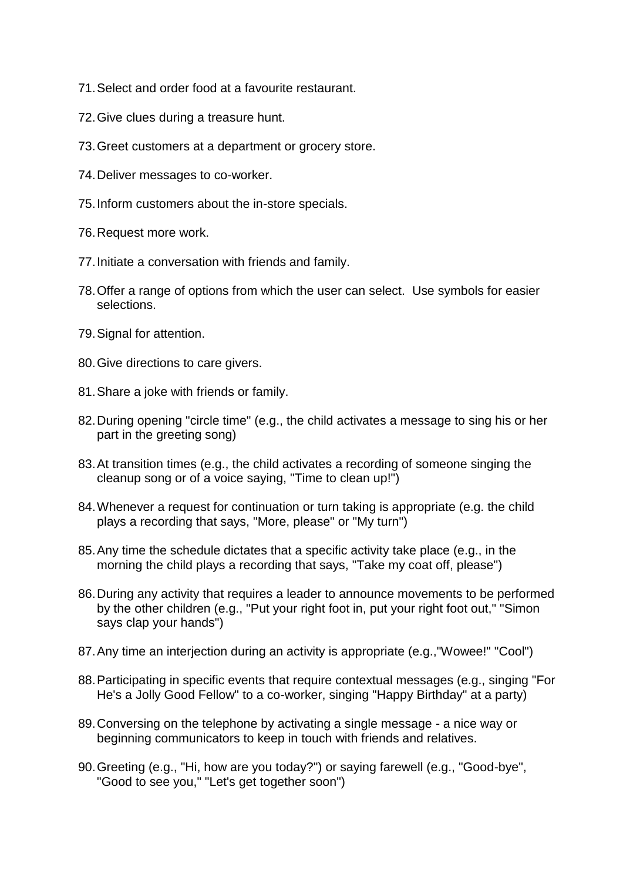71. Select and order food at a favourite restaurant.
72. Give clues during a treasure hunt.
73. Greet customers at a department or grocery store.
74. Deliver messages to co-worker.
75. Inform customers about the in-store specials.
76. Request more work.
77. Initiate a conversation with friends and family.
78. Offer a range of options from which the user can select.  Use symbols for easier selections.
79. Signal for attention.
80. Give directions to care givers.
81. Share a joke with friends or family.
82. During opening "circle time" (e.g., the child activates a message to sing his or her part in the greeting song)
83. At transition times (e.g., the child activates a recording of someone singing the cleanup song or of a voice saying, "Time to clean up!")
84. Whenever a request for continuation or turn taking is appropriate (e.g. the child plays a recording that says, "More, please" or "My turn")
85. Any time the schedule dictates that a specific activity take place (e.g., in the morning the child plays a recording that says, "Take my coat off, please")
86. During any activity that requires a leader to announce movements to be performed by the other children (e.g., "Put your right foot in, put your right foot out," "Simon says clap your hands")
87. Any time an interjection during an activity is appropriate (e.g.,"Wowee!" "Cool")
88. Participating in specific events that require contextual messages (e.g., singing "For He's a Jolly Good Fellow" to a co-worker, singing "Happy Birthday" at a party)
89. Conversing on the telephone by activating a single message - a nice way or beginning communicators to keep in touch with friends and relatives.
90. Greeting (e.g., "Hi, how are you today?") or saying farewell (e.g., "Good-bye", "Good to see you," "Let's get together soon")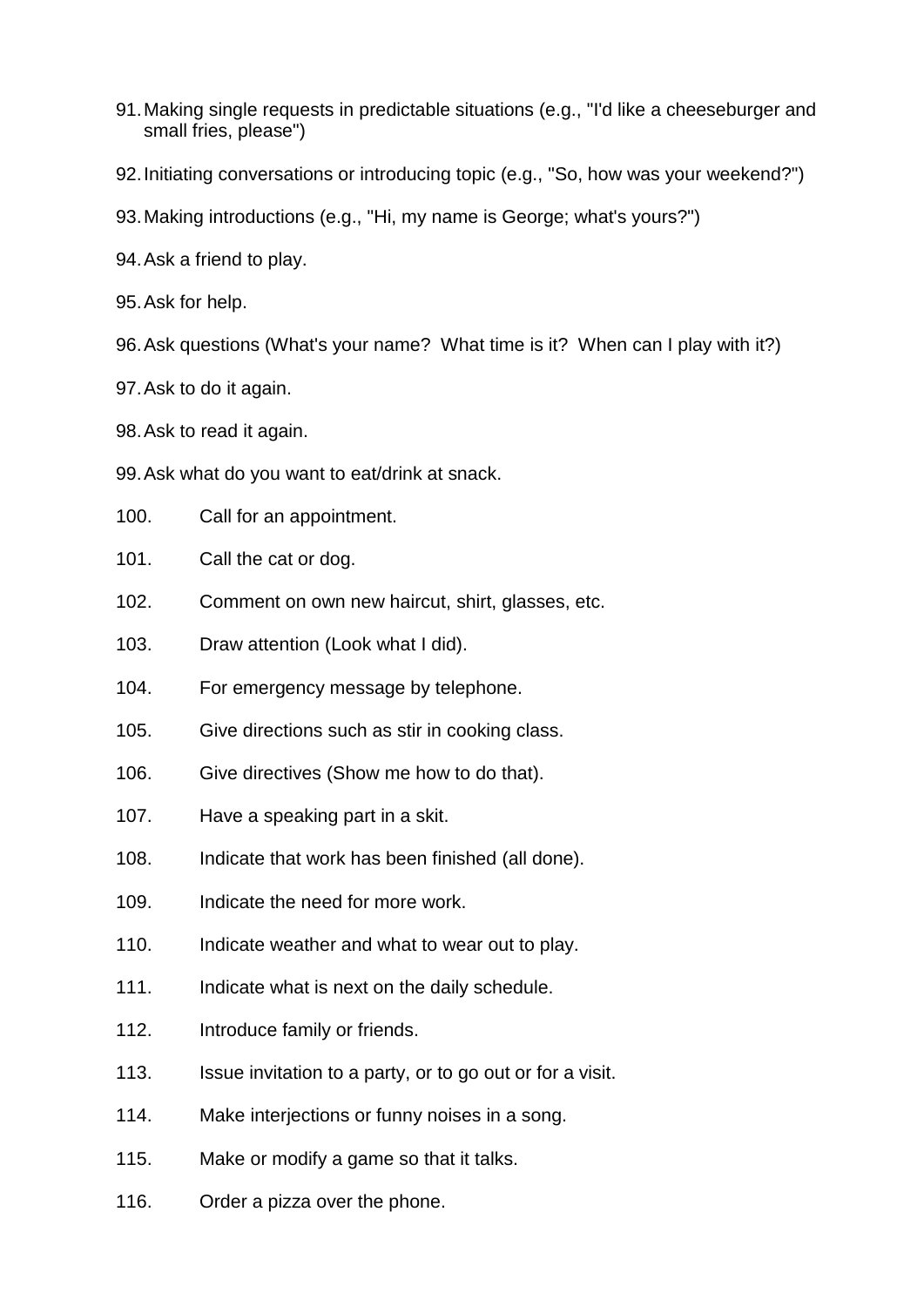91. Making single requests in predictable situations (e.g., "I'd like a cheeseburger and small fries, please")
92. Initiating conversations or introducing topic (e.g., "So, how was your weekend?")
93. Making introductions (e.g., "Hi, my name is George; what's yours?")
94. Ask a friend to play.
95. Ask for help.
96. Ask questions (What's your name? What time is it? When can I play with it?)
97. Ask to do it again.
98. Ask to read it again.
99. Ask what do you want to eat/drink at snack.
100. Call for an appointment.
101. Call the cat or dog.
102. Comment on own new haircut, shirt, glasses, etc.
103. Draw attention (Look what I did).
104. For emergency message by telephone.
105. Give directions such as stir in cooking class.
106. Give directives (Show me how to do that).
107. Have a speaking part in a skit.
108. Indicate that work has been finished (all done).
109. Indicate the need for more work.
110. Indicate weather and what to wear out to play.
111. Indicate what is next on the daily schedule.
112. Introduce family or friends.
113. Issue invitation to a party, or to go out or for a visit.
114. Make interjections or funny noises in a song.
115. Make or modify a game so that it talks.
116. Order a pizza over the phone.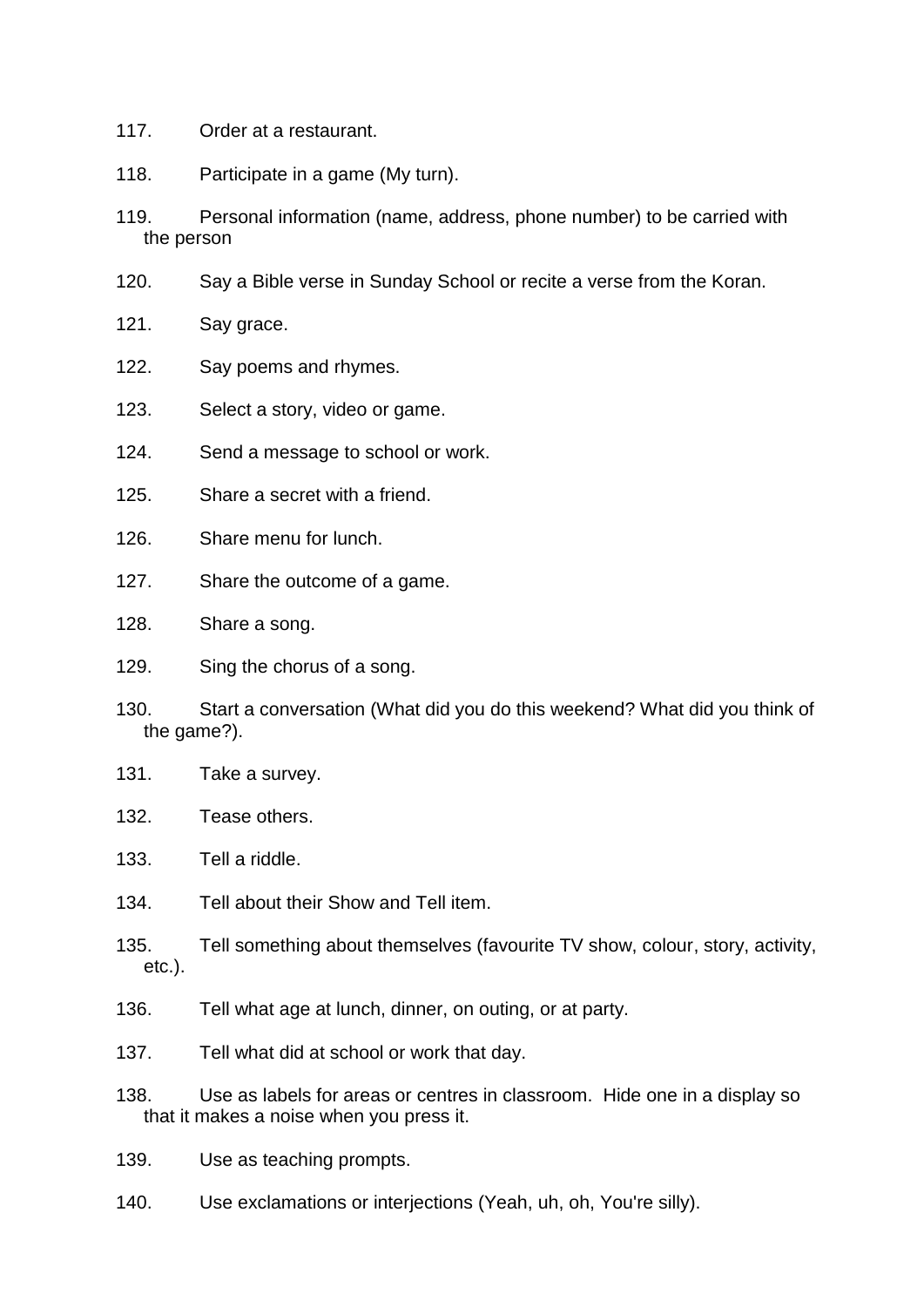117. Order at a restaurant.

118. Participate in a game (My turn).

119. Personal information (name, address, phone number) to be carried with the person

120. Say a Bible verse in Sunday School or recite a verse from the Koran.

121. Say grace.

122. Say poems and rhymes.

123. Select a story, video or game.

124. Send a message to school or work.

125. Share a secret with a friend.

126. Share menu for lunch.

127. Share the outcome of a game.

128. Share a song.

129. Sing the chorus of a song.

130. Start a conversation (What did you do this weekend? What did you think of the game?).

131. Take a survey.

132. Tease others.

133. Tell a riddle.

134. Tell about their Show and Tell item.

135. Tell something about themselves (favourite TV show, colour, story, activity, etc.).

136. Tell what age at lunch, dinner, on outing, or at party.

137. Tell what did at school or work that day.

138. Use as labels for areas or centres in classroom. Hide one in a display so that it makes a noise when you press it.

139. Use as teaching prompts.

140. Use exclamations or interjections (Yeah, uh, oh, You're silly).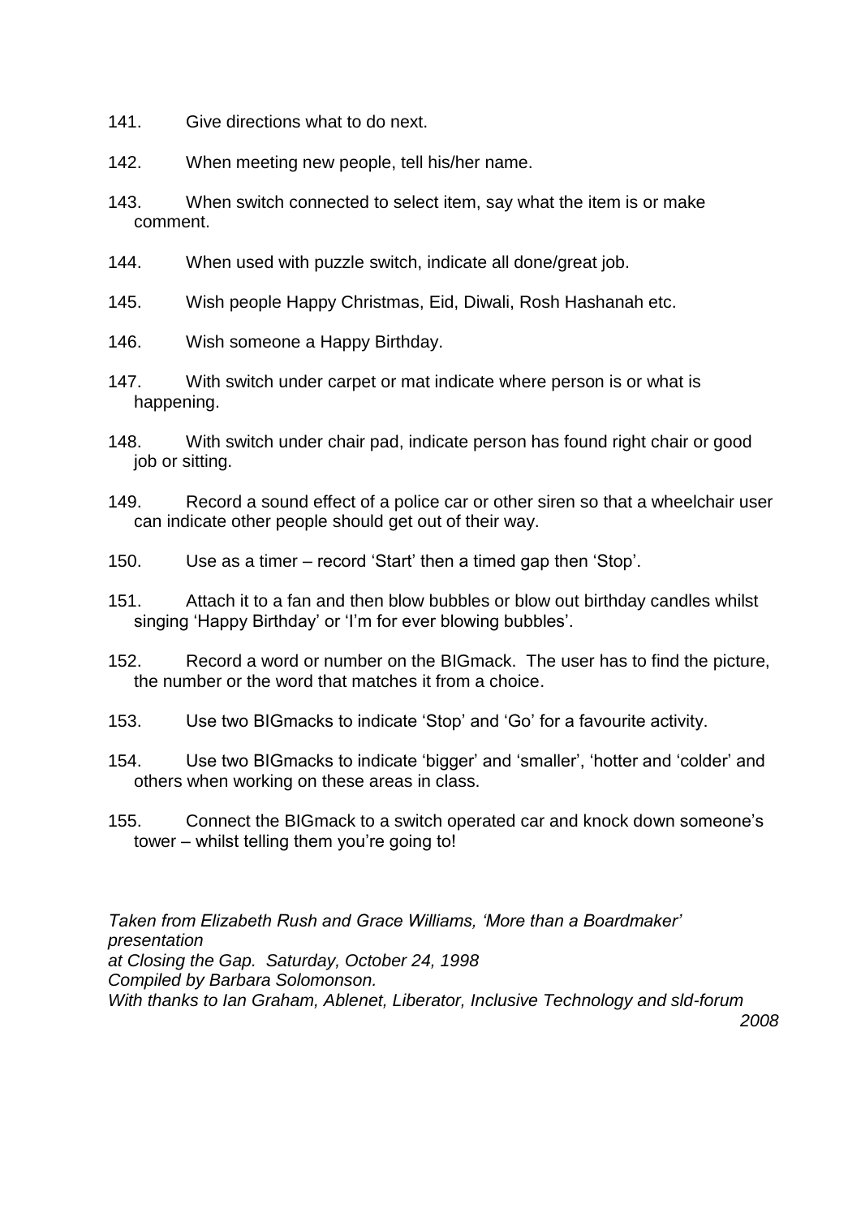141. Give directions what to do next.

142. When meeting new people, tell his/her name.

143. When switch connected to select item, say what the item is or make comment.

144. When used with puzzle switch, indicate all done/great job.

145. Wish people Happy Christmas, Eid, Diwali, Rosh Hashanah etc.

146. Wish someone a Happy Birthday.

147. With switch under carpet or mat indicate where person is or what is happening.

148. With switch under chair pad, indicate person has found right chair or good job or sitting.

149. Record a sound effect of a police car or other siren so that a wheelchair user can indicate other people should get out of their way.

150. Use as a timer – record 'Start' then a timed gap then 'Stop'.

151. Attach it to a fan and then blow bubbles or blow out birthday candles whilst singing 'Happy Birthday' or 'I'm for ever blowing bubbles'.

152. Record a word or number on the BIGmack. The user has to find the picture, the number or the word that matches it from a choice.

153. Use two BIGmacks to indicate 'Stop' and 'Go' for a favourite activity.

154. Use two BIGmacks to indicate 'bigger' and 'smaller', 'hotter and 'colder' and others when working on these areas in class.

155. Connect the BIGmack to a switch operated car and knock down someone's tower – whilst telling them you're going to!

*Taken from Elizabeth Rush and Grace Williams, 'More than a Boardmaker' presentation*
*at Closing the Gap. Saturday, October 24, 1998*
*Compiled by Barbara Solomonson.*
*With thanks to Ian Graham, Ablenet, Liberator, Inclusive Technology and sld-forum*

*2008*